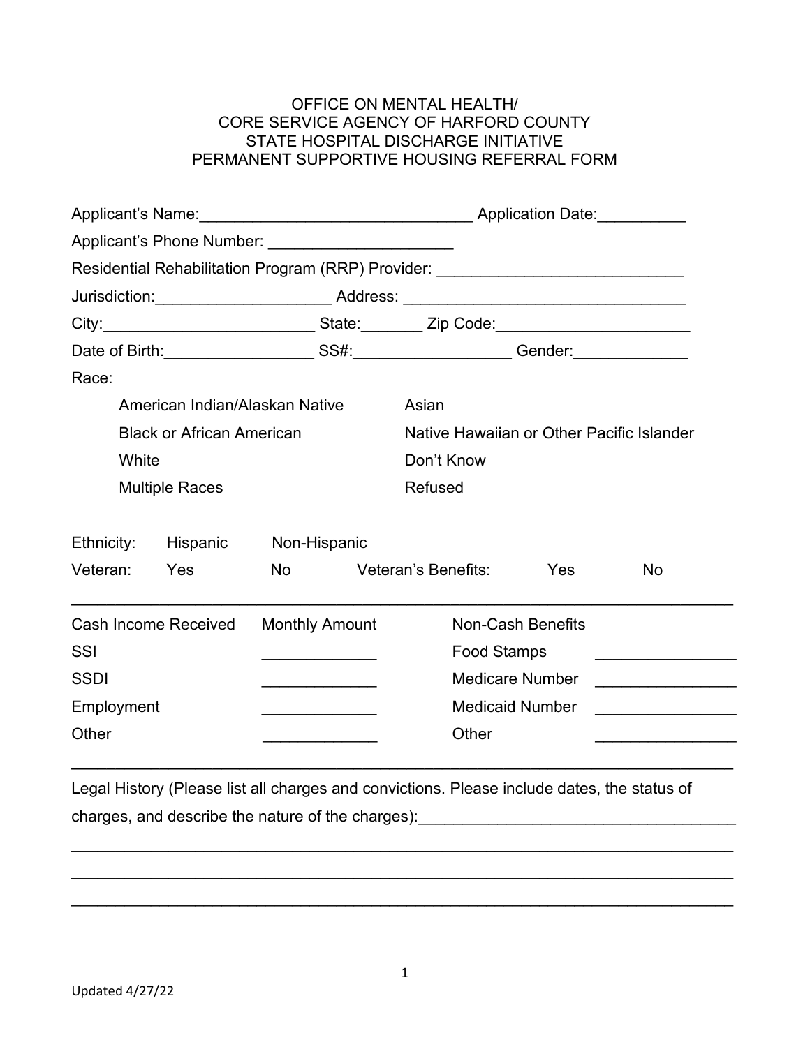# OFFICE ON MENTAL HEALTH/
# CORE SERVICE AGENCY OF HARFORD COUNTY
# STATE HOSPITAL DISCHARGE INITIATIVE
# PERMANENT SUPPORTIVE HOUSING REFERRAL FORM

Applicant's Name:_______________________________ Application Date:__________

Applicant's Phone Number: ____________________

Residential Rehabilitation Program (RRP) Provider: ___________________________

Jurisdiction:____________________ Address: ________________________________

City:________________________ State:_______ Zip Code:______________________

Date of Birth:_________________ SS#:__________________ Gender:_____________

Race:

| | |
|---|---|
| American Indian/Alaskan Native | Asian |
| Black or African American | Native Hawaiian or Other Pacific Islander |
| White | Don't Know |
| Multiple Races | Refused |

Ethnicity: Hispanic Non-Hispanic

Veteran: Yes No Veteran's Benefits: Yes No

---

| Cash Income Received | Monthly Amount | Non-Cash Benefits | |
|---|---|---|---|
| SSI | _____________ | Food Stamps | _______________ |
| SSDI | _____________ | Medicare Number | _______________ |
| Employment | _____________ | Medicaid Number | _______________ |
| Other | _____________ | Other | _______________ |

---

Legal History (Please list all charges and convictions. Please include dates, the status of charges, and describe the nature of the charges):____________________________________

_____________________________________________________________________________

_____________________________________________________________________________

_____________________________________________________________________________

Updated 4/27/22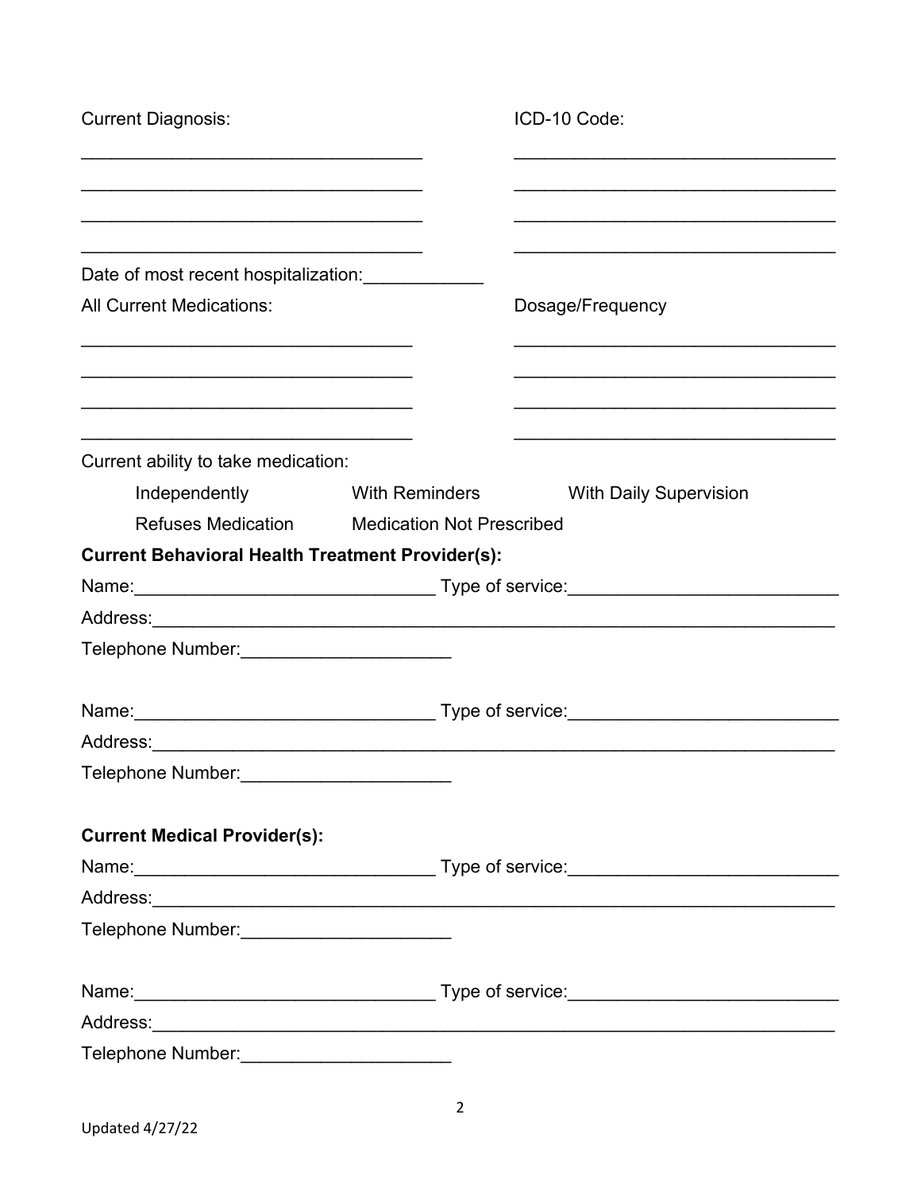| Current Diagnosis: | ICD-10 Code: |
| --- | --- |
| __________________________________ | __________________________________ |
| __________________________________ | __________________________________ |
| __________________________________ | __________________________________ |
| __________________________________ | __________________________________ |

Date of most recent hospitalization:____________

| All Current Medications: | Dosage/Frequency |
| --- | --- |
| __________________________________ | __________________________________ |
| __________________________________ | __________________________________ |
| __________________________________ | __________________________________ |
| __________________________________ | __________________________________ |

Current ability to take medication:

Independently          With Reminders          With Daily Supervision

Refuses Medication          Medication Not Prescribed

**Current Behavioral Health Treatment Provider(s):**

Name:______________________________ Type of service:___________________________

Address:______________________________________________________________________

Telephone Number:_____________________

Name:______________________________ Type of service:___________________________

Address:______________________________________________________________________

Telephone Number:_____________________

**Current Medical Provider(s):**

Name:______________________________ Type of service:___________________________

Address:______________________________________________________________________

Telephone Number:_____________________

Name:______________________________ Type of service:___________________________

Address:______________________________________________________________________

Telephone Number:_____________________

Updated 4/27/22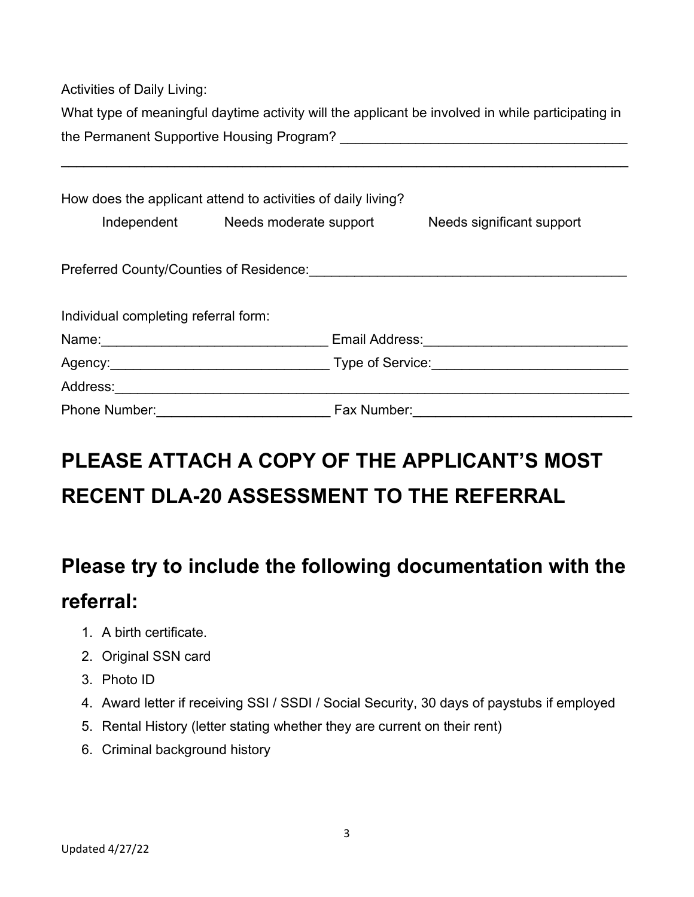Activities of Daily Living:

What type of meaningful daytime activity will the applicant be involved in while participating in the Permanent Supportive Housing Program? ______________________________________

_____________________________________________________________________________

How does the applicant attend to activities of daily living?

Independent     Needs moderate support     Needs significant support

Preferred County/Counties of Residence:___________________________________________

Individual completing referral form:

Name:______________________________ Email Address:___________________________

Agency:_____________________________ Type of Service:__________________________

Address:_____________________________________________________________________

Phone Number:_______________________ Fax Number:_____________________________

# PLEASE ATTACH A COPY OF THE APPLICANT'S MOST RECENT DLA-20 ASSESSMENT TO THE REFERRAL

## Please try to include the following documentation with the referral:

1. A birth certificate.
2. Original SSN card
3. Photo ID
4. Award letter if receiving SSI / SSDI / Social Security, 30 days of paystubs if employed
5. Rental History (letter stating whether they are current on their rent)
6. Criminal background history

Updated 4/27/22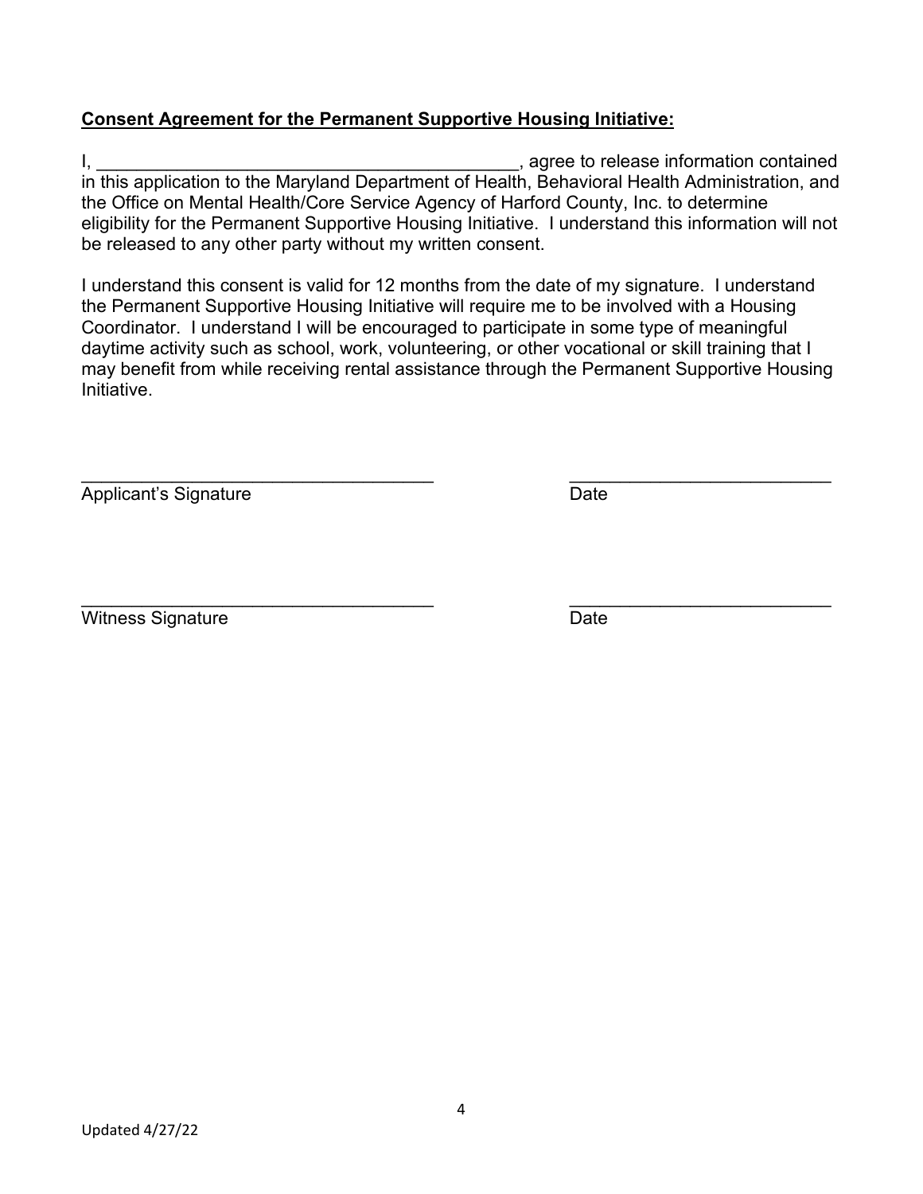**Consent Agreement for the Permanent Supportive Housing Initiative:**

I, ____________________________________________, agree to release information contained in this application to the Maryland Department of Health, Behavioral Health Administration, and the Office on Mental Health/Core Service Agency of Harford County, Inc. to determine eligibility for the Permanent Supportive Housing Initiative. I understand this information will not be released to any other party without my written consent.

I understand this consent is valid for 12 months from the date of my signature. I understand the Permanent Supportive Housing Initiative will require me to be involved with a Housing Coordinator. I understand I will be encouraged to participate in some type of meaningful daytime activity such as school, work, volunteering, or other vocational or skill training that I may benefit from while receiving rental assistance through the Permanent Supportive Housing Initiative.

____________________________________ ___________________________
Applicant's Signature Date

____________________________________ ___________________________
Witness Signature Date

Updated 4/27/22